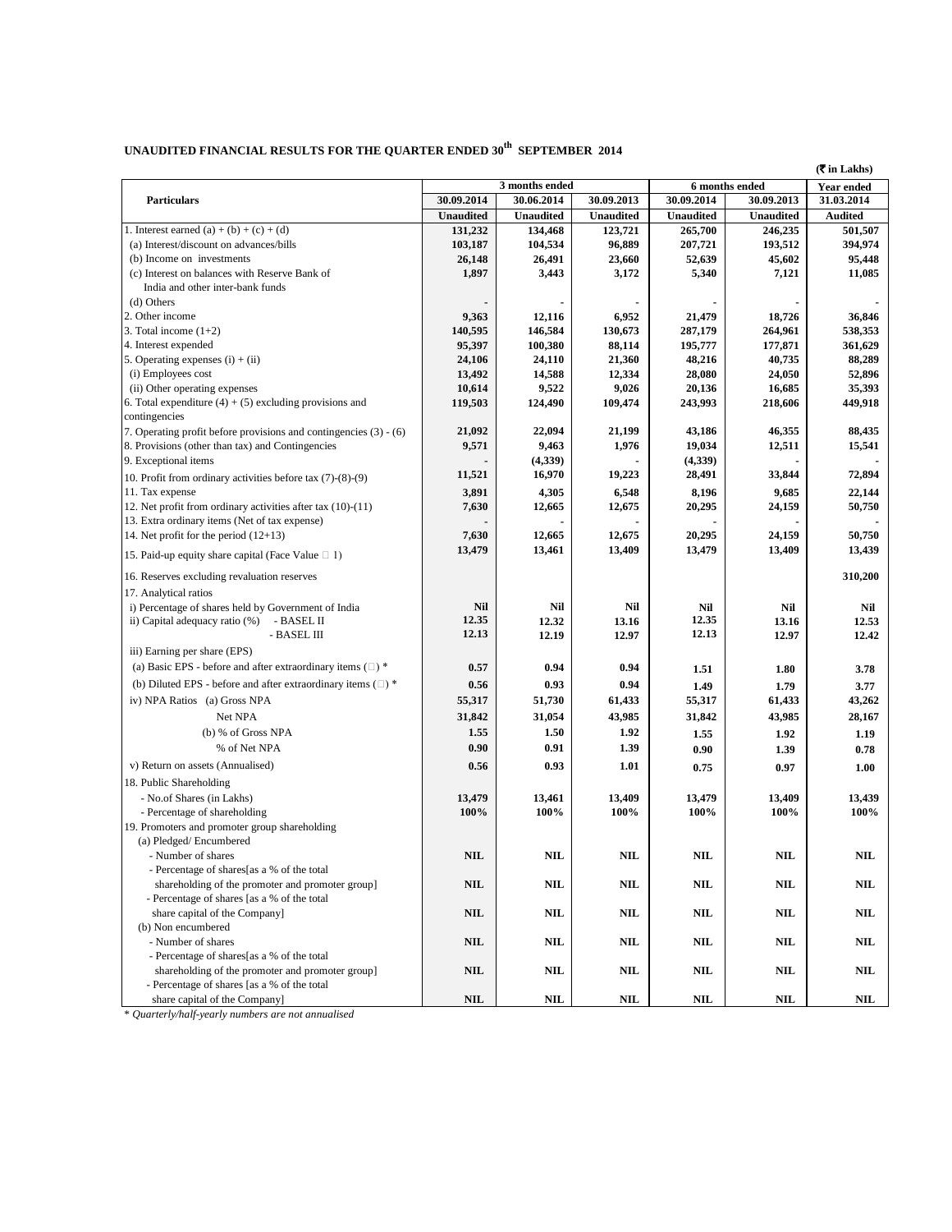## UNAUDITED FINANCIAL RESULTS FOR THE QUARTER ENDED 30th SEPTEMBER 2014

(₹ in Lakhs)

| Particulars | 3 months ended | | | 6 months ended | | Year ended |
|---|---|---|---|---|---|---|
| | 30.09.2014 | 30.06.2014 | 30.09.2013 | 30.09.2014 | 30.09.2013 | 31.03.2014 |
| | Unaudited | Unaudited | Unaudited | Unaudited | Unaudited | Audited |
| 1. Interest earned (a) + (b) + (c) + (d) | 131,232 | 134,468 | 123,721 | 265,700 | 246,235 | 501,507 |
| (a) Interest/discount on advances/bills | 103,187 | 104,534 | 96,889 | 207,721 | 193,512 | 394,974 |
| (b) Income on investments | 26,148 | 26,491 | 23,660 | 52,639 | 45,602 | 95,448 |
| (c) Interest on balances with Reserve Bank of India and other inter-bank funds | 1,897 | 3,443 | 3,172 | 5,340 | 7,121 | 11,085 |
| (d) Others | - | - | - | - | - | - |
| 2. Other income | 9,363 | 12,116 | 6,952 | 21,479 | 18,726 | 36,846 |
| 3. Total income (1+2) | 140,595 | 146,584 | 130,673 | 287,179 | 264,961 | 538,353 |
| 4. Interest expended | 95,397 | 100,380 | 88,114 | 195,777 | 177,871 | 361,629 |
| 5. Operating expenses (i) + (ii) | 24,106 | 24,110 | 21,360 | 48,216 | 40,735 | 88,289 |
| (i) Employees cost | 13,492 | 14,588 | 12,334 | 28,080 | 24,050 | 52,896 |
| (ii) Other operating expenses | 10,614 | 9,522 | 9,026 | 20,136 | 16,685 | 35,393 |
| 6. Total expenditure (4) + (5) excluding provisions and contingencies | 119,503 | 124,490 | 109,474 | 243,993 | 218,606 | 449,918 |
| 7. Operating profit before provisions and contingencies (3) - (6) | 21,092 | 22,094 | 21,199 | 43,186 | 46,355 | 88,435 |
| 8. Provisions (other than tax) and Contingencies | 9,571 | 9,463 | 1,976 | 19,034 | 12,511 | 15,541 |
| 9. Exceptional items | - | (4,339) | - | (4,339) | - | - |
| 10. Profit from ordinary activities before tax (7)-(8)-(9) | 11,521 | 16,970 | 19,223 | 28,491 | 33,844 | 72,894 |
| 11. Tax expense | 3,891 | 4,305 | 6,548 | 8,196 | 9,685 | 22,144 |
| 12. Net profit from ordinary activities after tax (10)-(11) | 7,630 | 12,665 | 12,675 | 20,295 | 24,159 | 50,750 |
| 13. Extra ordinary items (Net of tax expense) | - | - | - | - | - | - |
| 14. Net profit for the period (12+13) | 7,630 | 12,665 | 12,675 | 20,295 | 24,159 | 50,750 |
| 15. Paid-up equity share capital (Face Value ₹ 1) | 13,479 | 13,461 | 13,409 | 13,479 | 13,409 | 13,439 |
| 16. Reserves excluding revaluation reserves | | | | | | 310,200 |
| 17. Analytical ratios | | | | | | |
| i) Percentage of shares held by Government of India | Nil | Nil | Nil | Nil | Nil | Nil |
| ii) Capital adequacy ratio (%) - BASEL II | 12.35 | 12.32 | 13.16 | 12.35 | 13.16 | 12.53 |
| - BASEL III | 12.13 | 12.19 | 12.97 | 12.13 | 12.97 | 12.42 |
| iii) Earning per share (EPS) | | | | | | |
| (a) Basic EPS - before and after extraordinary items (₹) * | 0.57 | 0.94 | 0.94 | 1.51 | 1.80 | 3.78 |
| (b) Diluted EPS - before and after extraordinary items (₹) * | 0.56 | 0.93 | 0.94 | 1.49 | 1.79 | 3.77 |
| iv) NPA Ratios (a) Gross NPA | 55,317 | 51,730 | 61,433 | 55,317 | 61,433 | 43,262 |
| Net NPA | 31,842 | 31,054 | 43,985 | 31,842 | 43,985 | 28,167 |
| (b) % of Gross NPA | 1.55 | 1.50 | 1.92 | 1.55 | 1.92 | 1.19 |
| % of Net NPA | 0.90 | 0.91 | 1.39 | 0.90 | 1.39 | 0.78 |
| v) Return on assets (Annualised) | 0.56 | 0.93 | 1.01 | 0.75 | 0.97 | 1.00 |
| 18. Public Shareholding | | | | | | |
| - No.of Shares (in Lakhs) | 13,479 | 13,461 | 13,409 | 13,479 | 13,409 | 13,439 |
| - Percentage of shareholding | 100% | 100% | 100% | 100% | 100% | 100% |
| 19. Promoters and promoter group shareholding | | | | | | |
| (a) Pledged/ Encumbered | | | | | | |
| - Number of shares | NIL | NIL | NIL | NIL | NIL | NIL |
| - Percentage of shares[as a % of the total shareholding of the promoter and promoter group] | NIL | NIL | NIL | NIL | NIL | NIL |
| - Percentage of shares [as a % of the total share capital of the Company] | NIL | NIL | NIL | NIL | NIL | NIL |
| (b) Non encumbered | | | | | | |
| - Number of shares | NIL | NIL | NIL | NIL | NIL | NIL |
| - Percentage of shares[as a % of the total shareholding of the promoter and promoter group] | NIL | NIL | NIL | NIL | NIL | NIL |
| - Percentage of shares [as a % of the total share capital of the Company] | NIL | NIL | NIL | NIL | NIL | NIL |

*\* Quarterly/half-yearly numbers are not annualised*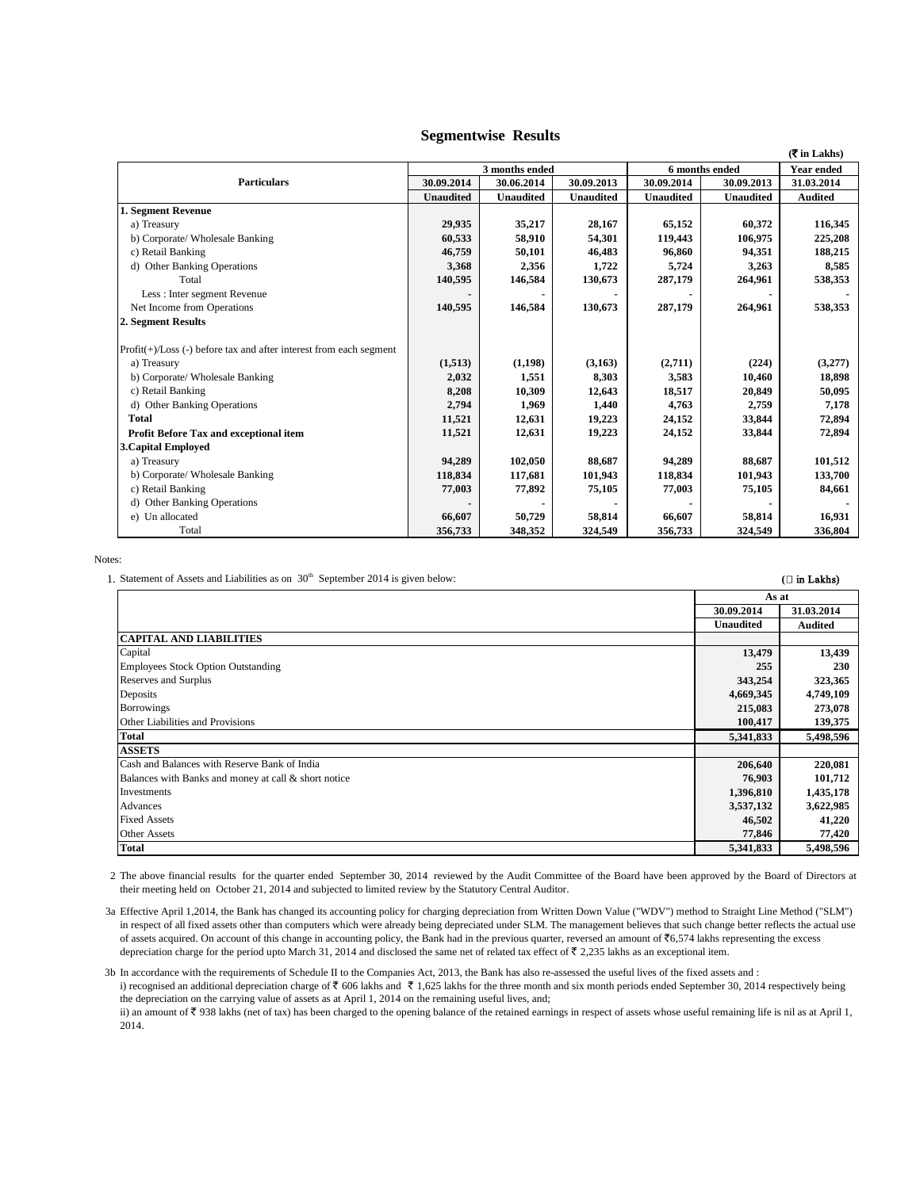## Segmentwise Results

(₹ in Lakhs)

| Particulars | 3 months ended | | | 6 months ended | | Year ended |
|---|---|---|---|---|---|---|
| | 30.09.2014 | 30.06.2014 | 30.09.2013 | 30.09.2014 | 30.09.2013 | 31.03.2014 |
| | Unaudited | Unaudited | Unaudited | Unaudited | Unaudited | Audited |
| **1. Segment Revenue** | | | | | | |
| a) Treasury | **29,935** | 35,217 | 28,167 | **65,152** | 60,372 | 116,345 |
| b) Corporate/ Wholesale Banking | **60,533** | 58,910 | 54,301 | **119,443** | 106,975 | 225,208 |
| c) Retail Banking | **46,759** | 50,101 | 46,483 | **96,860** | 94,351 | 188,215 |
| d) Other Banking Operations | **3,368** | 2,356 | 1,722 | **5,724** | 3,263 | 8,585 |
| Total | **140,595** | 146,584 | 130,673 | **287,179** | 264,961 | 538,353 |
| Less : Inter segment Revenue | **-** | - | - | **-** | - | - |
| Net Income from Operations | **140,595** | 146,584 | 130,673 | **287,179** | 264,961 | 538,353 |
| **2. Segment Results** | | | | | | |
| Profit(+)/Loss (-) before tax and after interest from each segment | | | | | | |
| a) Treasury | **(1,513)** | (1,198) | (3,163) | **(2,711)** | (224) | (3,277) |
| b) Corporate/ Wholesale Banking | **2,032** | 1,551 | 8,303 | **3,583** | 10,460 | 18,898 |
| c) Retail Banking | **8,208** | 10,309 | 12,643 | **18,517** | 20,849 | 50,095 |
| d) Other Banking Operations | **2,794** | 1,969 | 1,440 | **4,763** | 2,759 | 7,178 |
| **Total** | **11,521** | 12,631 | 19,223 | **24,152** | 33,844 | 72,894 |
| **Profit Before Tax and exceptional item** | **11,521** | 12,631 | 19,223 | **24,152** | 33,844 | 72,894 |
| **3.Capital Employed** | | | | | | |
| a) Treasury | **94,289** | 102,050 | 88,687 | **94,289** | 88,687 | 101,512 |
| b) Corporate/ Wholesale Banking | **118,834** | 117,681 | 101,943 | **118,834** | 101,943 | 133,700 |
| c) Retail Banking | **77,003** | 77,892 | 75,105 | **77,003** | 75,105 | 84,661 |
| d) Other Banking Operations | **-** | - | - | **-** | - | - |
| e) Un allocated | **66,607** | 50,729 | 58,814 | **66,607** | 58,814 | 16,931 |
| Total | **356,733** | 348,352 | 324,549 | **356,733** | 324,549 | 336,804 |

Notes:

1. Statement of Assets and Liabilities as on 30th September 2014 is given below:

(₹ in Lakhs)

| | As at | |
|---|---|---|
| | 30.09.2014 | 31.03.2014 |
| | Unaudited | Audited |
| **CAPITAL AND LIABILITIES** | | |
| Capital | **13,479** | 13,439 |
| Employees Stock Option Outstanding | **255** | 230 |
| Reserves and Surplus | **343,254** | 323,365 |
| Deposits | **4,669,345** | 4,749,109 |
| Borrowings | **215,083** | 273,078 |
| Other Liabilities and Provisions | **100,417** | 139,375 |
| **Total** | **5,341,833** | 5,498,596 |
| **ASSETS** | | |
| Cash and Balances with Reserve Bank of India | **206,640** | 220,081 |
| Balances with Banks and money at call & short notice | **76,903** | 101,712 |
| Investments | **1,396,810** | 1,435,178 |
| Advances | **3,537,132** | 3,622,985 |
| Fixed Assets | **46,502** | 41,220 |
| Other Assets | **77,846** | 77,420 |
| **Total** | **5,341,833** | 5,498,596 |

2 The above financial results for the quarter ended September 30, 2014 reviewed by the Audit Committee of the Board have been approved by the Board of Directors at their meeting held on October 21, 2014 and subjected to limited review by the Statutory Central Auditor.

3a Effective April 1,2014, the Bank has changed its accounting policy for charging depreciation from Written Down Value ("WDV") method to Straight Line Method ("SLM") in respect of all fixed assets other than computers which were already being depreciated under SLM. The management believes that such change better reflects the actual use of assets acquired. On account of this change in accounting policy, the Bank had in the previous quarter, reversed an amount of ₹6,574 lakhs representing the excess depreciation charge for the period upto March 31, 2014 and disclosed the same net of related tax effect of ₹ 2,235 lakhs as an exceptional item.

3b In accordance with the requirements of Schedule II to the Companies Act, 2013, the Bank has also re-assessed the useful lives of the fixed assets and :
i) recognised an additional depreciation charge of ₹ 606 lakhs and ₹ 1,625 lakhs for the three month and six month periods ended September 30, 2014 respectively being the depreciation on the carrying value of assets as at April 1, 2014 on the remaining useful lives, and;
ii) an amount of ₹ 938 lakhs (net of tax) has been charged to the opening balance of the retained earnings in respect of assets whose useful remaining life is nil as at April 1, 2014.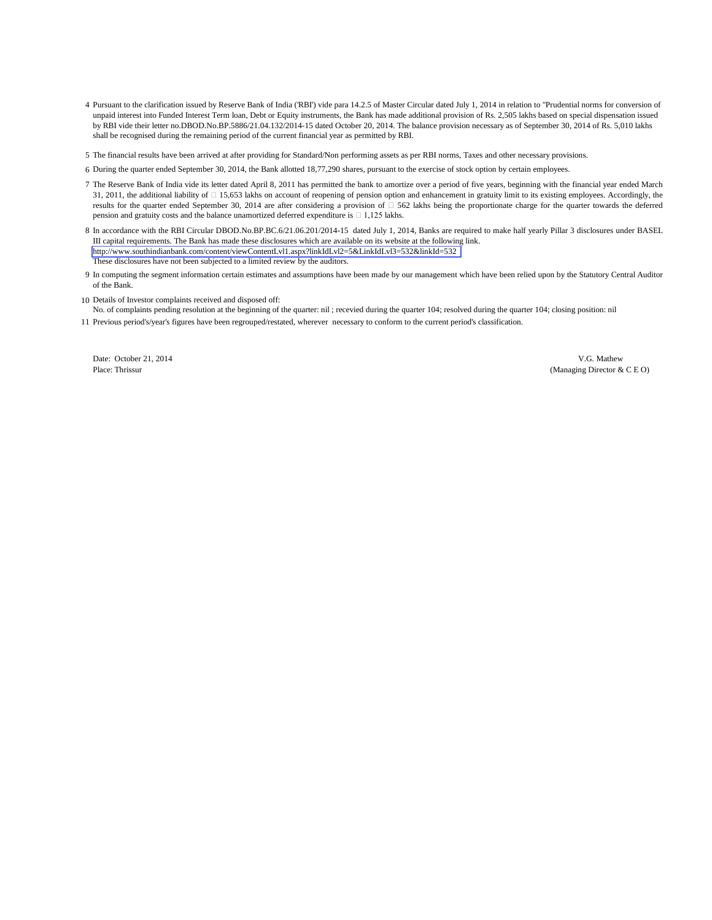4. Pursuant to the clarification issued by Reserve Bank of India ('RBI') vide para 14.2.5 of Master Circular dated July 1, 2014 in relation to "Prudential norms for conversion of unpaid interest into Funded Interest Term loan, Debt or Equity instruments, the Bank has made additional provision of Rs. 2,505 lakhs based on special dispensation issued by RBI vide their letter no.DBOD.No.BP.5886/21.04.132/2014-15 dated October 20, 2014. The balance provision necessary as of September 30, 2014 of Rs. 5,010 lakhs shall be recognised during the remaining period of the current financial year as permitted by RBI.

5. The financial results have been arrived at after providing for Standard/Non performing assets as per RBI norms, Taxes and other necessary provisions.

6. During the quarter ended September 30, 2014, the Bank allotted 18,77,290 shares, pursuant to the exercise of stock option by certain employees.

7. The Reserve Bank of India vide its letter dated April 8, 2011 has permitted the bank to amortize over a period of five years, beginning with the financial year ended March 31, 2011, the additional liability of  15,653 lakhs on account of reopening of pension option and enhancement in gratuity limit to its existing employees. Accordingly, the results for the quarter ended September 30, 2014 are after considering a provision of  562 lakhs being the proportionate charge for the quarter towards the deferred pension and gratuity costs and the balance unamortized deferred expenditure is  1,125 lakhs.

8. In accordance with the RBI Circular DBOD.No.BP.BC.6/21.06.201/2014-15 dated July 1, 2014, Banks are required to make half yearly Pillar 3 disclosures under BASEL III capital requirements. The Bank has made these disclosures which are available on its website at the following link.
http://www.southindianbank.com/content/viewContentLvl1.aspx?linkIdLvl2=5&LinkIdLvl3=532&linkId=532
These disclosures have not been subjected to a limited review by the auditors.

9. In computing the segment information certain estimates and assumptions have been made by our management which have been relied upon by the Statutory Central Auditor of the Bank.

10. Details of Investor complaints received and disposed off:
No. of complaints pending resolution at the beginning of the quarter: nil ; recevied during the quarter 104; resolved during the quarter 104; closing position: nil

11. Previous period's/year's figures have been regrouped/restated, wherever necessary to conform to the current period's classification.

Date: October 21, 2014
Place: Thrissur

V.G. Mathew
(Managing Director & C E O)